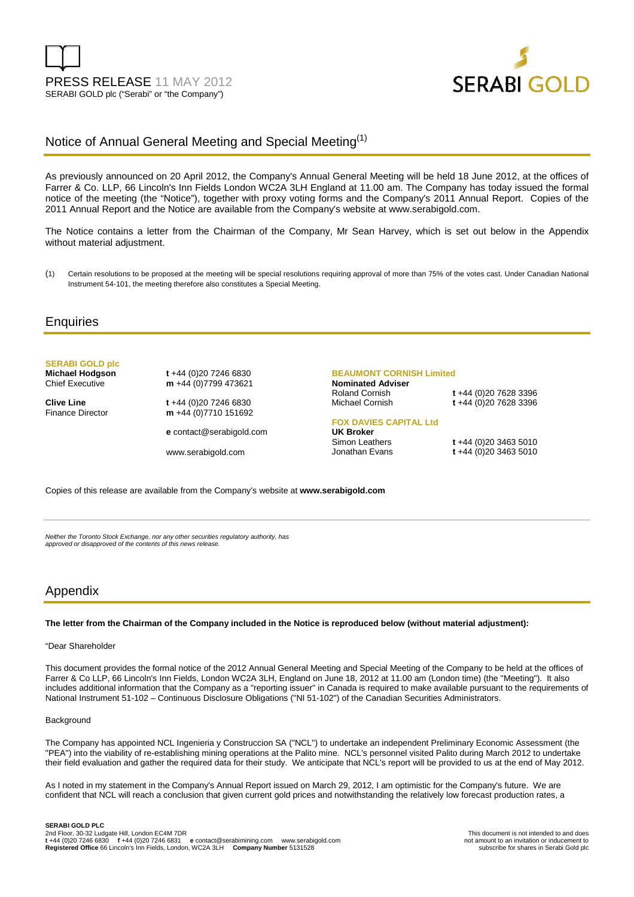PRESS RELEASE 11 MAY 2012
SERABI GOLD plc ("Serabi" or "the Company")

# Notice of Annual General Meeting and Special Meeting[(1)]

As previously announced on 20 April 2012, the Company's Annual General Meeting will be held 18 June 2012, at the offices of Farrer & Co. LLP, 66 Lincoln's Inn Fields London WC2A 3LH England at 11.00 am. The Company has today issued the formal notice of the meeting (the "Notice"), together with proxy voting forms and the Company's 2011 Annual Report. Copies of the 2011 Annual Report and the Notice are available from the Company's website at www.serabigold.com.

The Notice contains a letter from the Chairman of the Company, Mr Sean Harvey, which is set out below in the Appendix without material adjustment.

(1) Certain resolutions to be proposed at the meeting will be special resolutions requiring approval of more than 75% of the votes cast. Under Canadian National Instrument 54-101, the meeting therefore also constitutes a Special Meeting.

## Enquiries

**SERABI GOLD plc**

**Michael Hodgson**
Chief Executive
**t** +44 (0)20 7246 6830
**m** +44 (0)7799 473621

**Clive Line**
Finance Director
**t** +44 (0)20 7246 6830
**m** +44 (0)7710 151692

**e** contact@serabigold.com

www.serabigold.com

**BEAUMONT CORNISH Limited**
**Nominated Adviser**
Roland Cornish **t** +44 (0)20 7628 3396
Michael Cornish **t** +44 (0)20 7628 3396

**FOX DAVIES CAPITAL Ltd**
**UK Broker**
Simon Leathers **t** +44 (0)20 3463 5010
Jonathan Evans **t** +44 (0)20 3463 5010

Copies of this release are available from the Company's website at **www.serabigold.com**

*Neither the Toronto Stock Exchange, nor any other securities regulatory authority, has approved or disapproved of the contents of this news release.*

## Appendix

**The letter from the Chairman of the Company included in the Notice is reproduced below (without material adjustment):**

"Dear Shareholder

This document provides the formal notice of the 2012 Annual General Meeting and Special Meeting of the Company to be held at the offices of Farrer & Co LLP, 66 Lincoln's Inn Fields, London WC2A 3LH, England on June 18, 2012 at 11.00 am (London time) (the "Meeting"). It also includes additional information that the Company as a "reporting issuer" in Canada is required to make available pursuant to the requirements of National Instrument 51-102 – Continuous Disclosure Obligations ("NI 51-102") of the Canadian Securities Administrators.

Background

The Company has appointed NCL Ingenieria y Construccion SA ("NCL") to undertake an independent Preliminary Economic Assessment (the "PEA") into the viability of re-establishing mining operations at the Palito mine. NCL's personnel visited Palito during March 2012 to undertake their field evaluation and gather the required data for their study. We anticipate that NCL's report will be provided to us at the end of May 2012.

As I noted in my statement in the Company's Annual Report issued on March 29, 2012, I am optimistic for the Company's future. We are confident that NCL will reach a conclusion that given current gold prices and notwithstanding the relatively low forecast production rates, a

**SERABI GOLD PLC**
2nd Floor, 30-32 Ludgate Hill, London EC4M 7DR
**t** +44 (0)20 7246 6830 **f** +44 (0)20 7246 6831 **e** contact@serabimining.com www.serabigold.com
**Registered Office** 66 Lincoln's Inn Fields, London, WC2A 3LH **Company Number** 5131528

This document is not intended to and does not amount to an invitation or inducement to subscribe for shares in Serabi Gold plc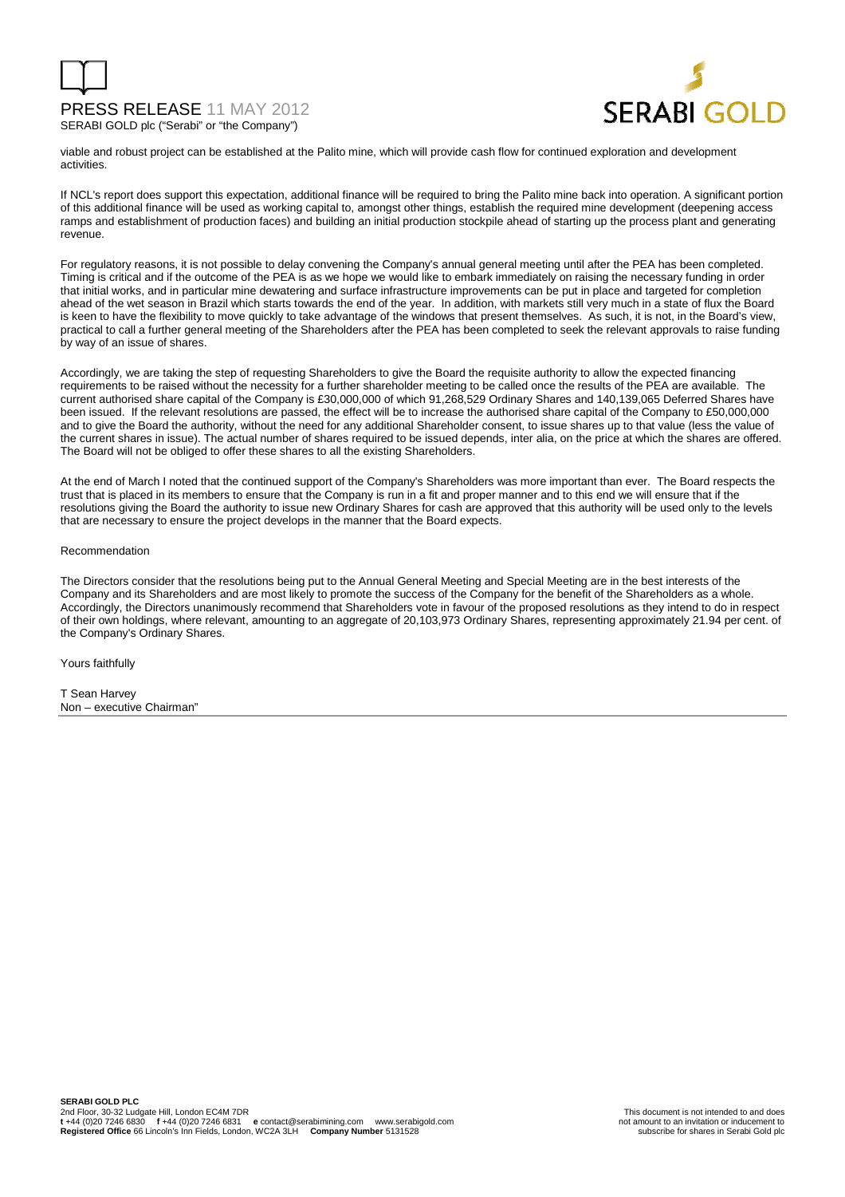viable and robust project can be established at the Palito mine, which will provide cash flow for continued exploration and development activities.

If NCL's report does support this expectation, additional finance will be required to bring the Palito mine back into operation. A significant portion of this additional finance will be used as working capital to, amongst other things, establish the required mine development (deepening access ramps and establishment of production faces) and building an initial production stockpile ahead of starting up the process plant and generating revenue.

For regulatory reasons, it is not possible to delay convening the Company's annual general meeting until after the PEA has been completed. Timing is critical and if the outcome of the PEA is as we hope we would like to embark immediately on raising the necessary funding in order that initial works, and in particular mine dewatering and surface infrastructure improvements can be put in place and targeted for completion ahead of the wet season in Brazil which starts towards the end of the year. In addition, with markets still very much in a state of flux the Board is keen to have the flexibility to move quickly to take advantage of the windows that present themselves. As such, it is not, in the Board's view, practical to call a further general meeting of the Shareholders after the PEA has been completed to seek the relevant approvals to raise funding by way of an issue of shares.

Accordingly, we are taking the step of requesting Shareholders to give the Board the requisite authority to allow the expected financing requirements to be raised without the necessity for a further shareholder meeting to be called once the results of the PEA are available. The current authorised share capital of the Company is £30,000,000 of which 91,268,529 Ordinary Shares and 140,139,065 Deferred Shares have been issued. If the relevant resolutions are passed, the effect will be to increase the authorised share capital of the Company to £50,000,000 and to give the Board the authority, without the need for any additional Shareholder consent, to issue shares up to that value (less the value of the current shares in issue). The actual number of shares required to be issued depends, inter alia, on the price at which the shares are offered. The Board will not be obliged to offer these shares to all the existing Shareholders.

At the end of March I noted that the continued support of the Company's Shareholders was more important than ever. The Board respects the trust that is placed in its members to ensure that the Company is run in a fit and proper manner and to this end we will ensure that if the resolutions giving the Board the authority to issue new Ordinary Shares for cash are approved that this authority will be used only to the levels that are necessary to ensure the project develops in the manner that the Board expects.

Recommendation

The Directors consider that the resolutions being put to the Annual General Meeting and Special Meeting are in the best interests of the Company and its Shareholders and are most likely to promote the success of the Company for the benefit of the Shareholders as a whole. Accordingly, the Directors unanimously recommend that Shareholders vote in favour of the proposed resolutions as they intend to do in respect of their own holdings, where relevant, amounting to an aggregate of 20,103,973 Ordinary Shares, representing approximately 21.94 per cent. of the Company's Ordinary Shares.

Yours faithfully

T Sean Harvey
Non – executive Chairman"